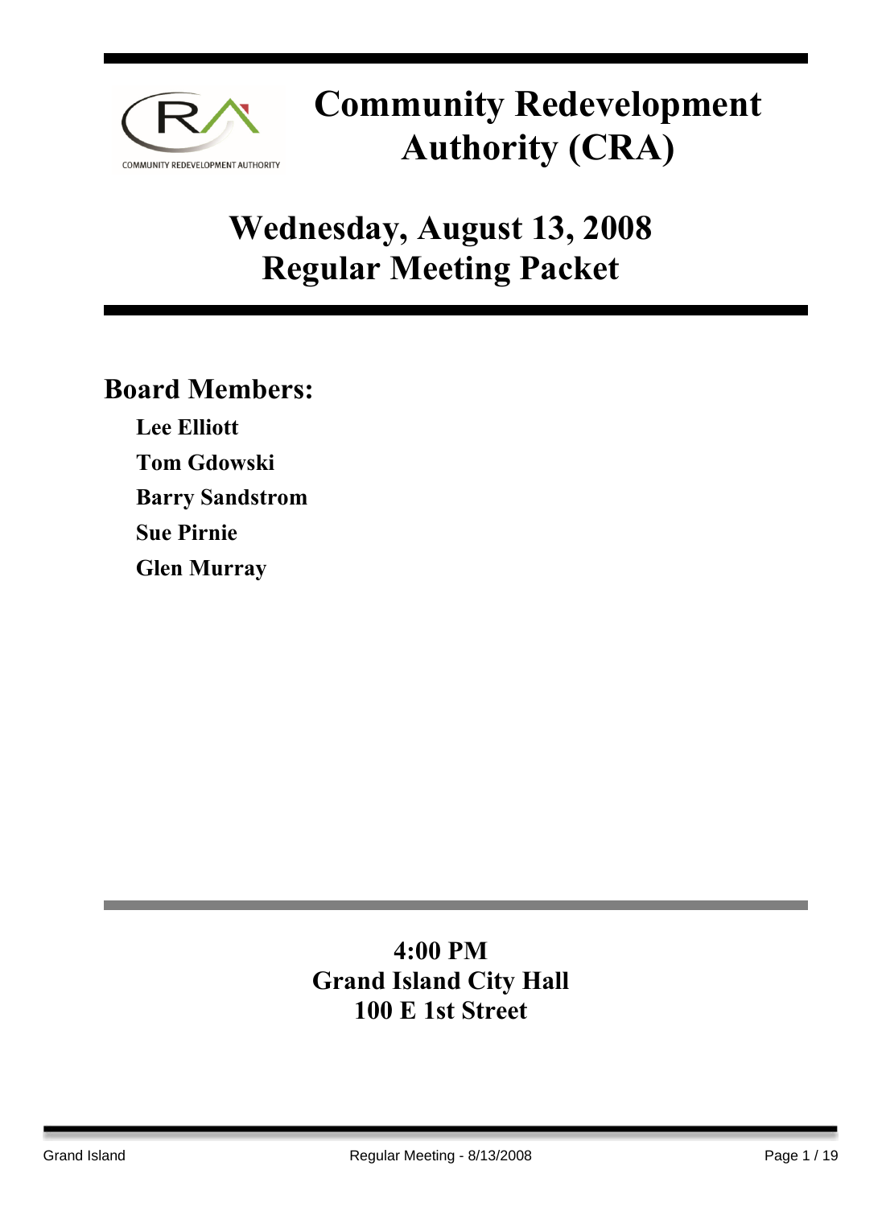# Community Redevelopment Authority (CRA)

## Wednesday, August 13, 2008
## Regular Meeting Packet

### Board Members:

**Lee Elliott**

**Tom Gdowski**

**Barry Sandstrom**

**Sue Pirnie**

**Glen Murray**

**4:00 PM**
**Grand Island City Hall**
**100 E 1st Street**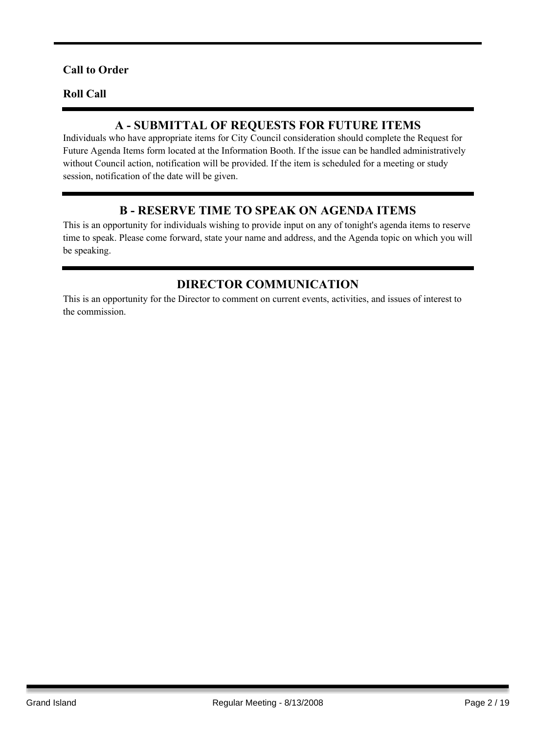**Call to Order**

**Roll Call**

## A - SUBMITTAL OF REQUESTS FOR FUTURE ITEMS

Individuals who have appropriate items for City Council consideration should complete the Request for Future Agenda Items form located at the Information Booth. If the issue can be handled administratively without Council action, notification will be provided. If the item is scheduled for a meeting or study session, notification of the date will be given.

## B - RESERVE TIME TO SPEAK ON AGENDA ITEMS

This is an opportunity for individuals wishing to provide input on any of tonight's agenda items to reserve time to speak. Please come forward, state your name and address, and the Agenda topic on which you will be speaking.

## DIRECTOR COMMUNICATION

This is an opportunity for the Director to comment on current events, activities, and issues of interest to the commission.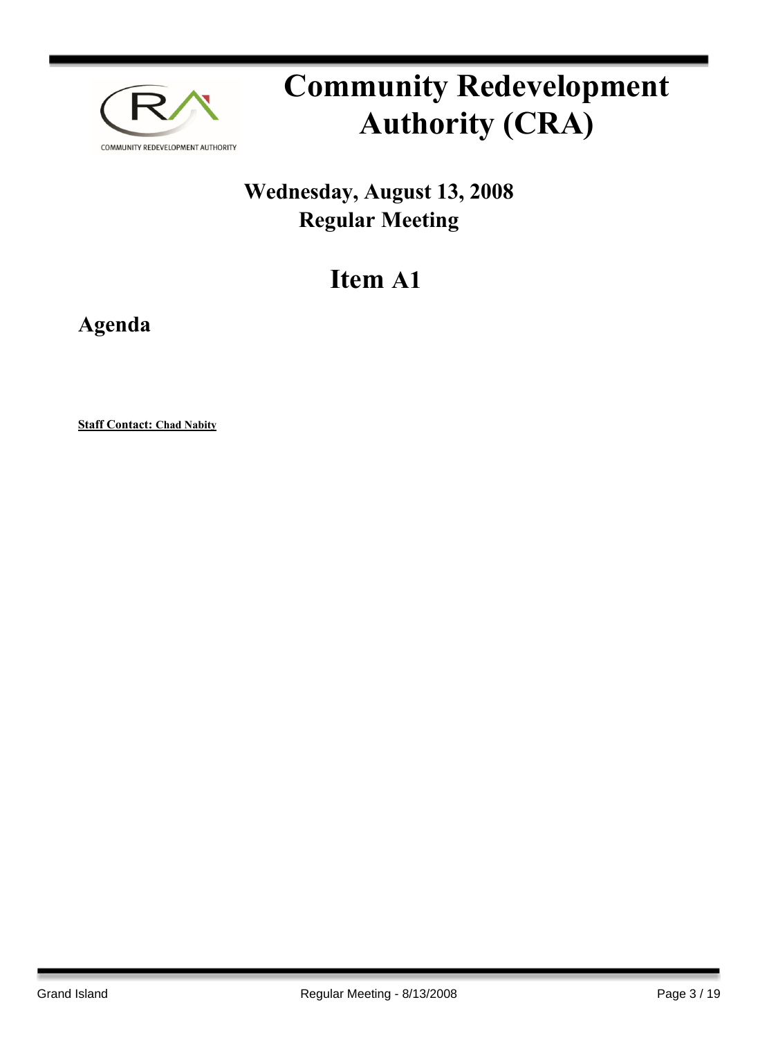# Community Redevelopment Authority (CRA)

## Wednesday, August 13, 2008
## Regular Meeting

# Item A1

## Agenda

**Staff Contact: Chad Nabity**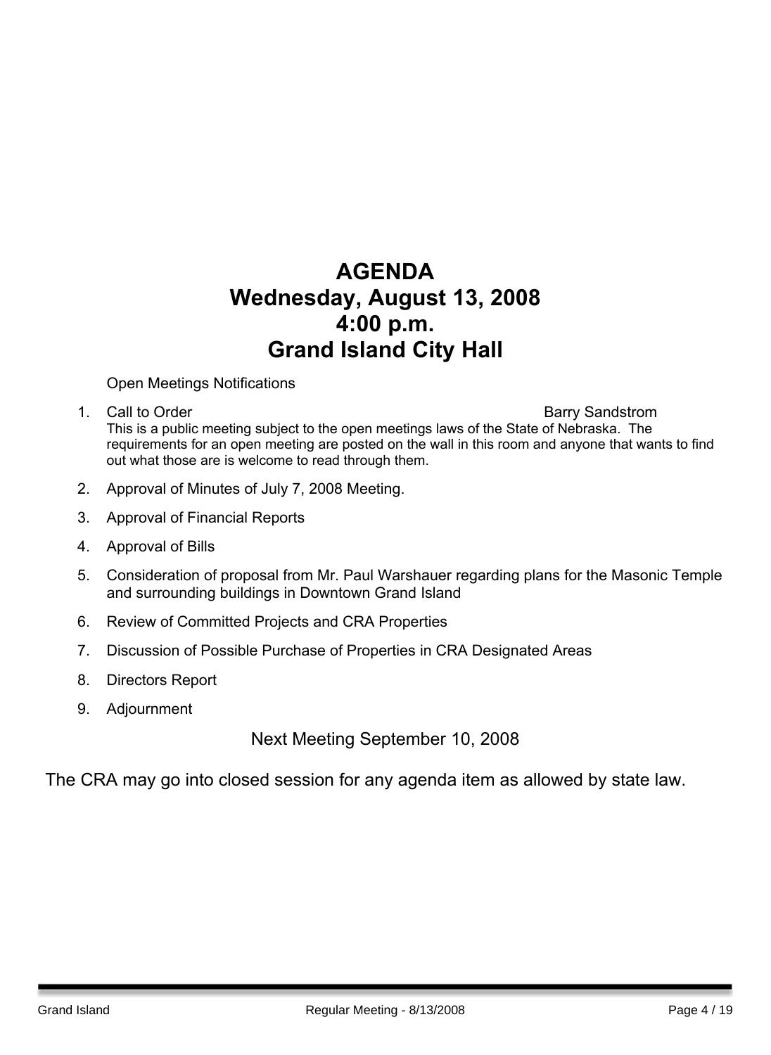# AGENDA
# Wednesday, August 13, 2008
# 4:00 p.m.
# Grand Island City Hall

Open Meetings Notifications

1. Call to Order — Barry Sandstrom

   This is a public meeting subject to the open meetings laws of the State of Nebraska. The requirements for an open meeting are posted on the wall in this room and anyone that wants to find out what those are is welcome to read through them.

2. Approval of Minutes of July 7, 2008 Meeting.
3. Approval of Financial Reports
4. Approval of Bills
5. Consideration of proposal from Mr. Paul Warshauer regarding plans for the Masonic Temple and surrounding buildings in Downtown Grand Island
6. Review of Committed Projects and CRA Properties
7. Discussion of Possible Purchase of Properties in CRA Designated Areas
8. Directors Report
9. Adjournment

Next Meeting September 10, 2008

The CRA may go into closed session for any agenda item as allowed by state law.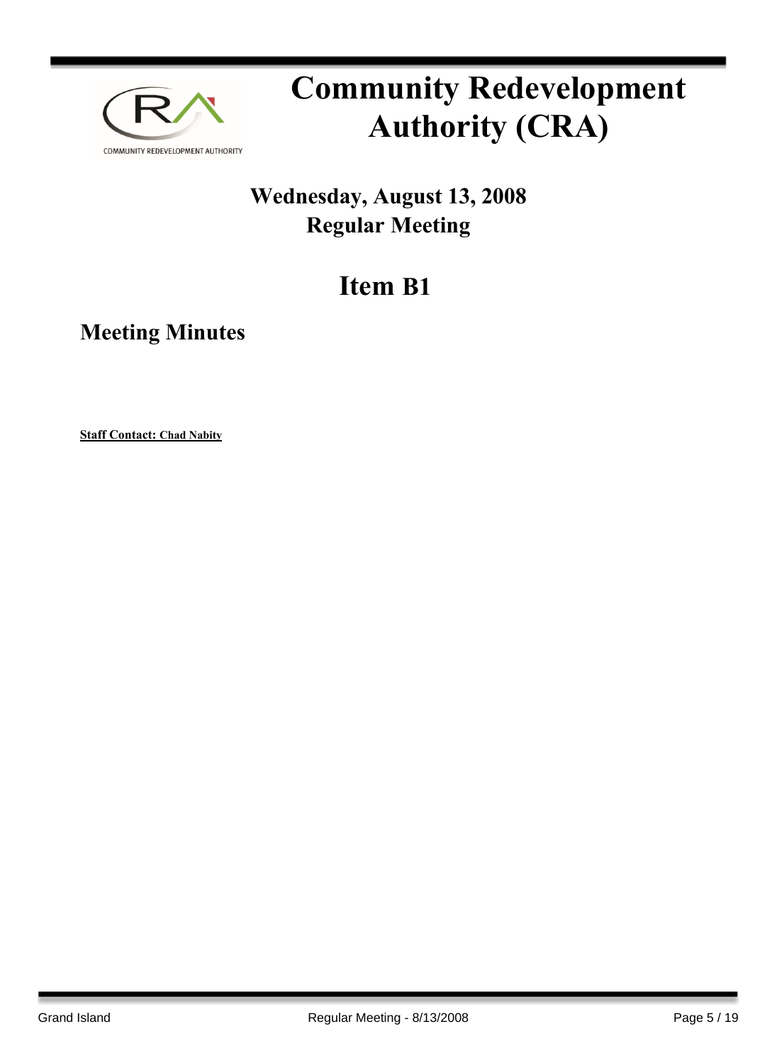# Community Redevelopment Authority (CRA)

## Wednesday, August 13, 2008
## Regular Meeting

# Item B1

## Meeting Minutes

**Staff Contact: Chad Nabity**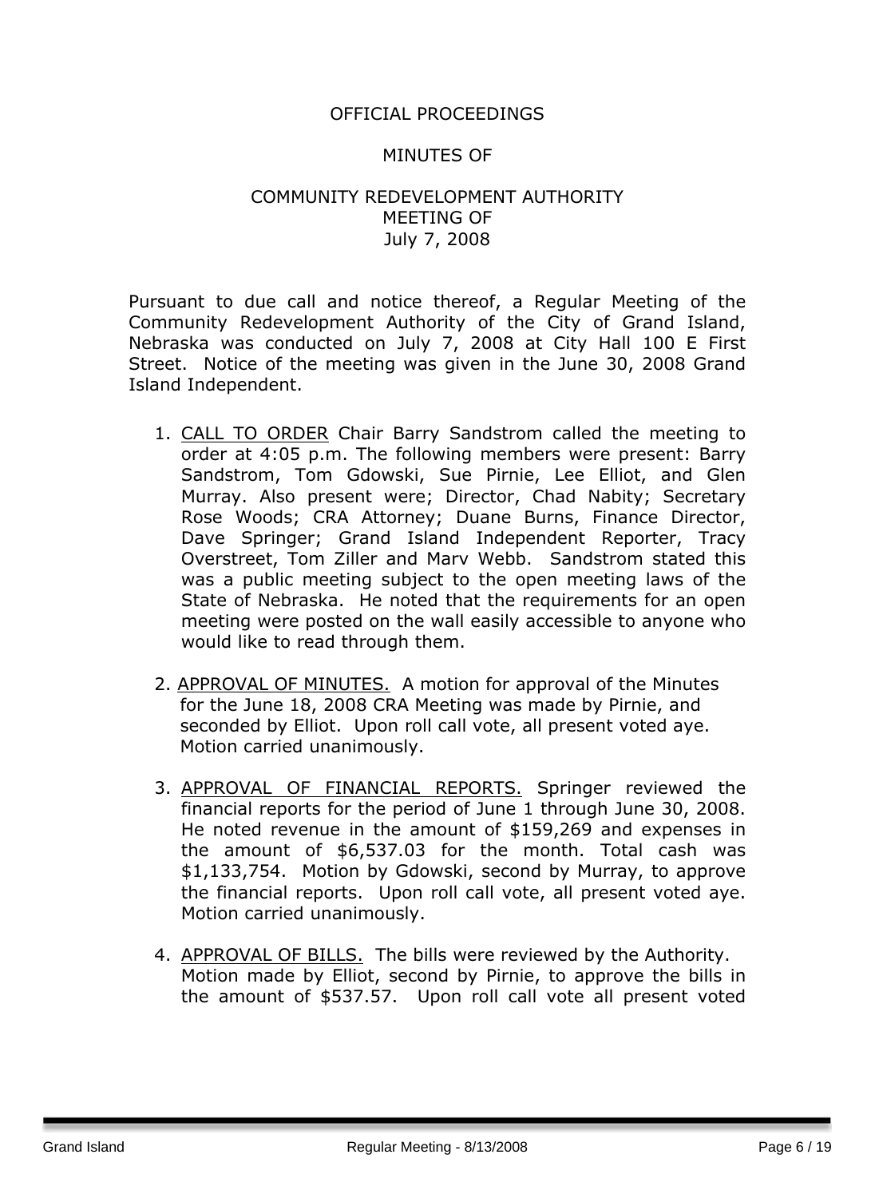OFFICIAL PROCEEDINGS

MINUTES OF

COMMUNITY REDEVELOPMENT AUTHORITY
MEETING OF
July 7, 2008

Pursuant to due call and notice thereof, a Regular Meeting of the Community Redevelopment Authority of the City of Grand Island, Nebraska was conducted on July 7, 2008 at City Hall 100 E First Street. Notice of the meeting was given in the June 30, 2008 Grand Island Independent.

1. CALL TO ORDER Chair Barry Sandstrom called the meeting to order at 4:05 p.m. The following members were present: Barry Sandstrom, Tom Gdowski, Sue Pirnie, Lee Elliot, and Glen Murray. Also present were; Director, Chad Nabity; Secretary Rose Woods; CRA Attorney; Duane Burns, Finance Director, Dave Springer; Grand Island Independent Reporter, Tracy Overstreet, Tom Ziller and Marv Webb. Sandstrom stated this was a public meeting subject to the open meeting laws of the State of Nebraska. He noted that the requirements for an open meeting were posted on the wall easily accessible to anyone who would like to read through them.

2. APPROVAL OF MINUTES. A motion for approval of the Minutes for the June 18, 2008 CRA Meeting was made by Pirnie, and seconded by Elliot. Upon roll call vote, all present voted aye. Motion carried unanimously.

3. APPROVAL OF FINANCIAL REPORTS. Springer reviewed the financial reports for the period of June 1 through June 30, 2008. He noted revenue in the amount of $159,269 and expenses in the amount of $6,537.03 for the month. Total cash was $1,133,754. Motion by Gdowski, second by Murray, to approve the financial reports. Upon roll call vote, all present voted aye. Motion carried unanimously.

4. APPROVAL OF BILLS. The bills were reviewed by the Authority. Motion made by Elliot, second by Pirnie, to approve the bills in the amount of $537.57. Upon roll call vote all present voted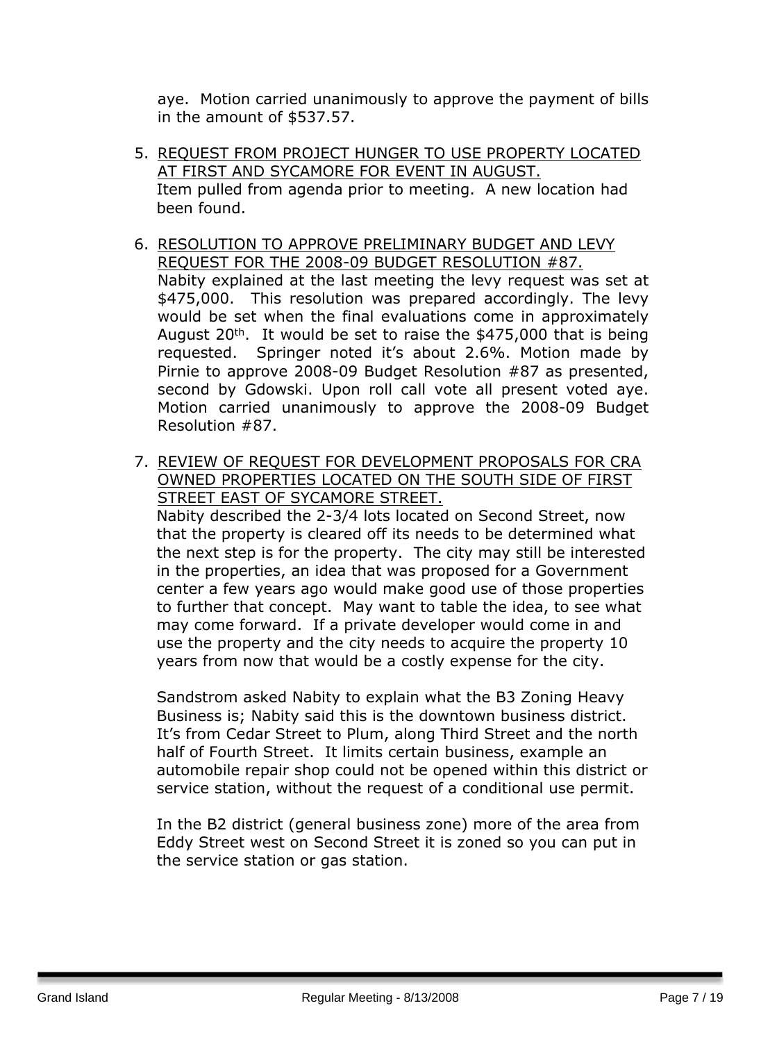aye. Motion carried unanimously to approve the payment of bills in the amount of $537.57.

5. REQUEST FROM PROJECT HUNGER TO USE PROPERTY LOCATED AT FIRST AND SYCAMORE FOR EVENT IN AUGUST.
   Item pulled from agenda prior to meeting. A new location had been found.

6. RESOLUTION TO APPROVE PRELIMINARY BUDGET AND LEVY REQUEST FOR THE 2008-09 BUDGET RESOLUTION #87.
   Nabity explained at the last meeting the levy request was set at $475,000. This resolution was prepared accordingly. The levy would be set when the final evaluations come in approximately August 20th. It would be set to raise the $475,000 that is being requested. Springer noted it's about 2.6%. Motion made by Pirnie to approve 2008-09 Budget Resolution #87 as presented, second by Gdowski. Upon roll call vote all present voted aye. Motion carried unanimously to approve the 2008-09 Budget Resolution #87.

7. REVIEW OF REQUEST FOR DEVELOPMENT PROPOSALS FOR CRA OWNED PROPERTIES LOCATED ON THE SOUTH SIDE OF FIRST STREET EAST OF SYCAMORE STREET.
   Nabity described the 2-3/4 lots located on Second Street, now that the property is cleared off its needs to be determined what the next step is for the property. The city may still be interested in the properties, an idea that was proposed for a Government center a few years ago would make good use of those properties to further that concept. May want to table the idea, to see what may come forward. If a private developer would come in and use the property and the city needs to acquire the property 10 years from now that would be a costly expense for the city.

   Sandstrom asked Nabity to explain what the B3 Zoning Heavy Business is; Nabity said this is the downtown business district. It's from Cedar Street to Plum, along Third Street and the north half of Fourth Street. It limits certain business, example an automobile repair shop could not be opened within this district or service station, without the request of a conditional use permit.

   In the B2 district (general business zone) more of the area from Eddy Street west on Second Street it is zoned so you can put in the service station or gas station.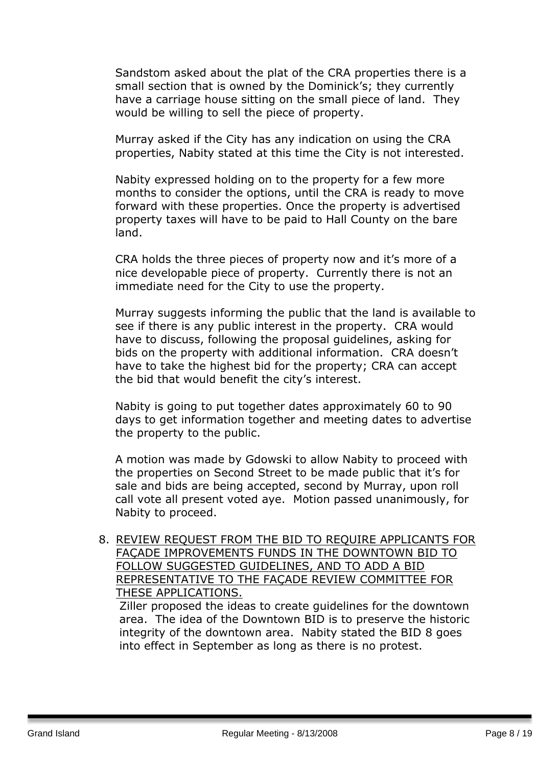Sandstom asked about the plat of the CRA properties there is a small section that is owned by the Dominick's; they currently have a carriage house sitting on the small piece of land. They would be willing to sell the piece of property.

Murray asked if the City has any indication on using the CRA properties, Nabity stated at this time the City is not interested.

Nabity expressed holding on to the property for a few more months to consider the options, until the CRA is ready to move forward with these properties. Once the property is advertised property taxes will have to be paid to Hall County on the bare land.

CRA holds the three pieces of property now and it's more of a nice developable piece of property. Currently there is not an immediate need for the City to use the property.

Murray suggests informing the public that the land is available to see if there is any public interest in the property. CRA would have to discuss, following the proposal guidelines, asking for bids on the property with additional information. CRA doesn't have to take the highest bid for the property; CRA can accept the bid that would benefit the city's interest.

Nabity is going to put together dates approximately 60 to 90 days to get information together and meeting dates to advertise the property to the public.

A motion was made by Gdowski to allow Nabity to proceed with the properties on Second Street to be made public that it's for sale and bids are being accepted, second by Murray, upon roll call vote all present voted aye. Motion passed unanimously, for Nabity to proceed.

8. <u>REVIEW REQUEST FROM THE BID TO REQUIRE APPLICANTS FOR FAÇADE IMPROVEMENTS FUNDS IN THE DOWNTOWN BID TO FOLLOW SUGGESTED GUIDELINES, AND TO ADD A BID REPRESENTATIVE TO THE FAÇADE REVIEW COMMITTEE FOR THESE APPLICATIONS.</u>

   Ziller proposed the ideas to create guidelines for the downtown area. The idea of the Downtown BID is to preserve the historic integrity of the downtown area. Nabity stated the BID 8 goes into effect in September as long as there is no protest.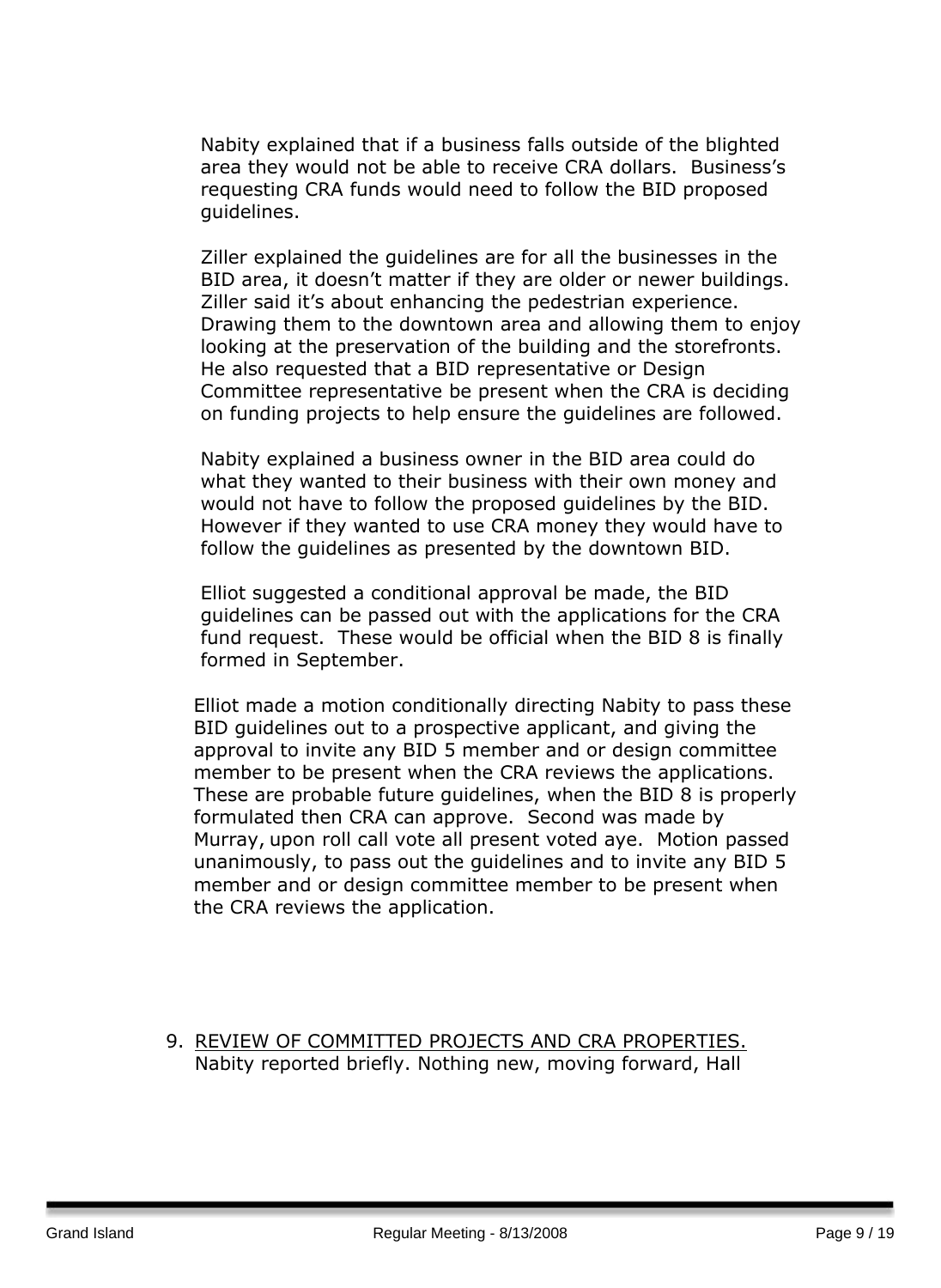Nabity explained that if a business falls outside of the blighted area they would not be able to receive CRA dollars. Business's requesting CRA funds would need to follow the BID proposed guidelines.

Ziller explained the guidelines are for all the businesses in the BID area, it doesn't matter if they are older or newer buildings. Ziller said it's about enhancing the pedestrian experience. Drawing them to the downtown area and allowing them to enjoy looking at the preservation of the building and the storefronts. He also requested that a BID representative or Design Committee representative be present when the CRA is deciding on funding projects to help ensure the guidelines are followed.

Nabity explained a business owner in the BID area could do what they wanted to their business with their own money and would not have to follow the proposed guidelines by the BID. However if they wanted to use CRA money they would have to follow the guidelines as presented by the downtown BID.

Elliot suggested a conditional approval be made, the BID guidelines can be passed out with the applications for the CRA fund request. These would be official when the BID 8 is finally formed in September.

Elliot made a motion conditionally directing Nabity to pass these BID guidelines out to a prospective applicant, and giving the approval to invite any BID 5 member and or design committee member to be present when the CRA reviews the applications. These are probable future guidelines, when the BID 8 is properly formulated then CRA can approve. Second was made by Murray, upon roll call vote all present voted aye. Motion passed unanimously, to pass out the guidelines and to invite any BID 5 member and or design committee member to be present when the CRA reviews the application.

9. REVIEW OF COMMITTED PROJECTS AND CRA PROPERTIES.
   Nabity reported briefly. Nothing new, moving forward, Hall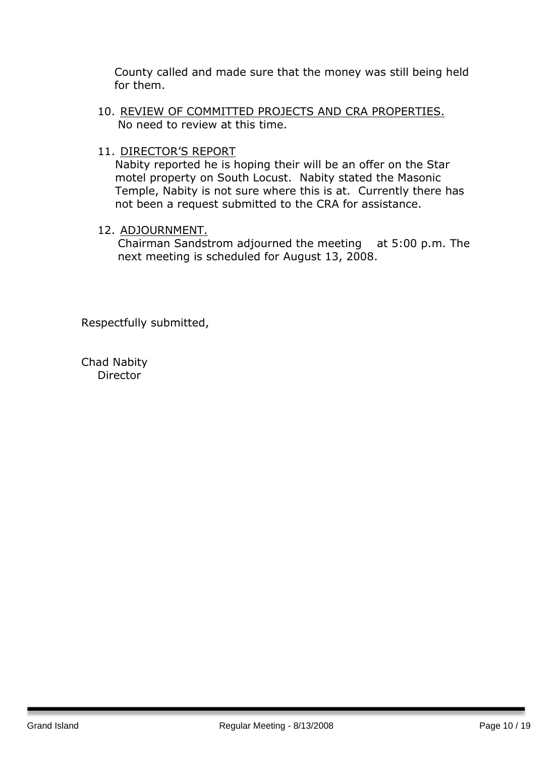County called and made sure that the money was still being held for them.

10. REVIEW OF COMMITTED PROJECTS AND CRA PROPERTIES.
    No need to review at this time.

11. DIRECTOR'S REPORT
    Nabity reported he is hoping their will be an offer on the Star motel property on South Locust. Nabity stated the Masonic Temple, Nabity is not sure where this is at. Currently there has not been a request submitted to the CRA for assistance.

12. ADJOURNMENT.
    Chairman Sandstrom adjourned the meeting at 5:00 p.m. The next meeting is scheduled for August 13, 2008.

Respectfully submitted,

Chad Nabity
Director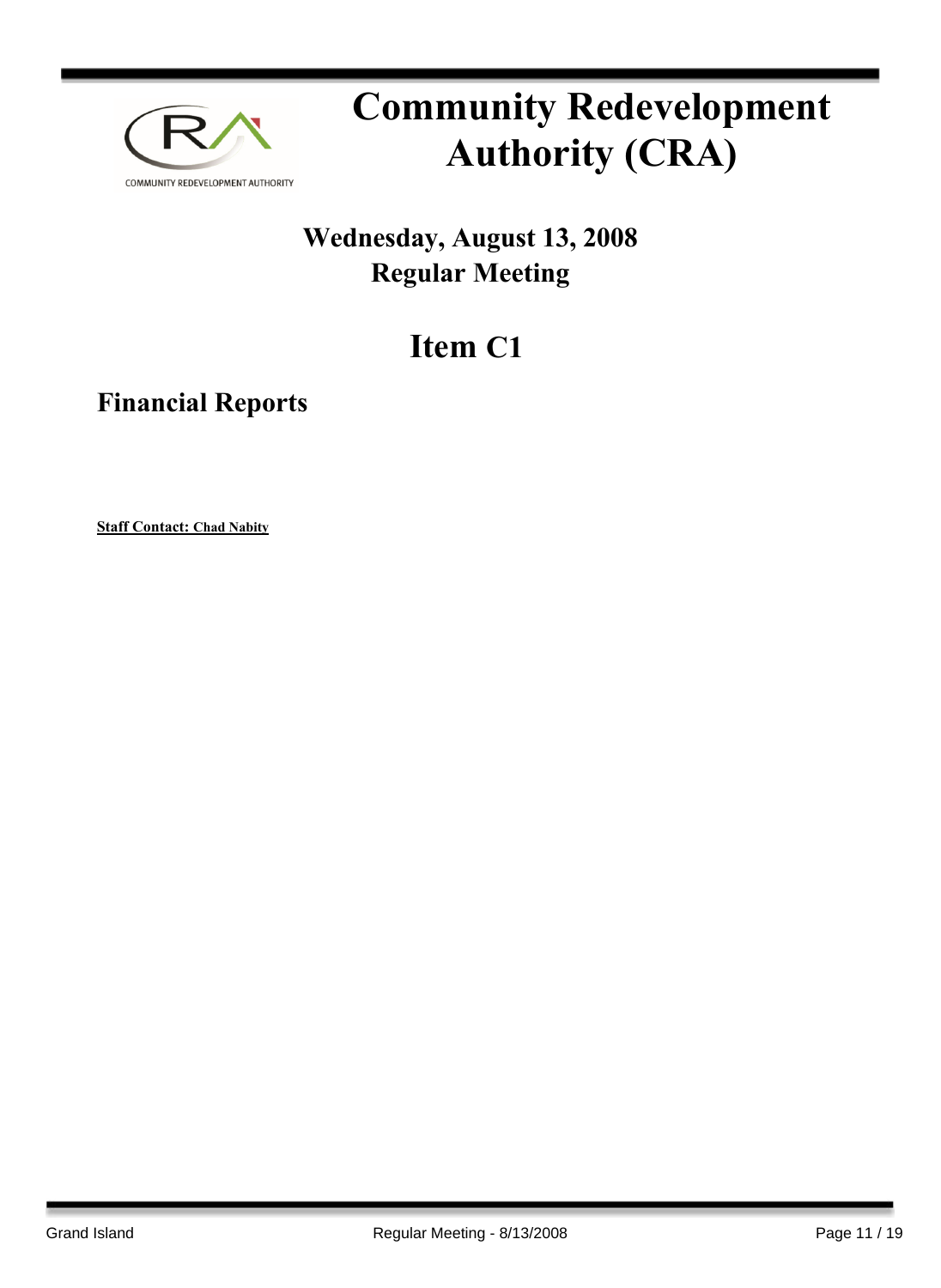# Community Redevelopment Authority (CRA)

## Wednesday, August 13, 2008
## Regular Meeting

# Item C1

## Financial Reports

**Staff Contact: Chad Nabity**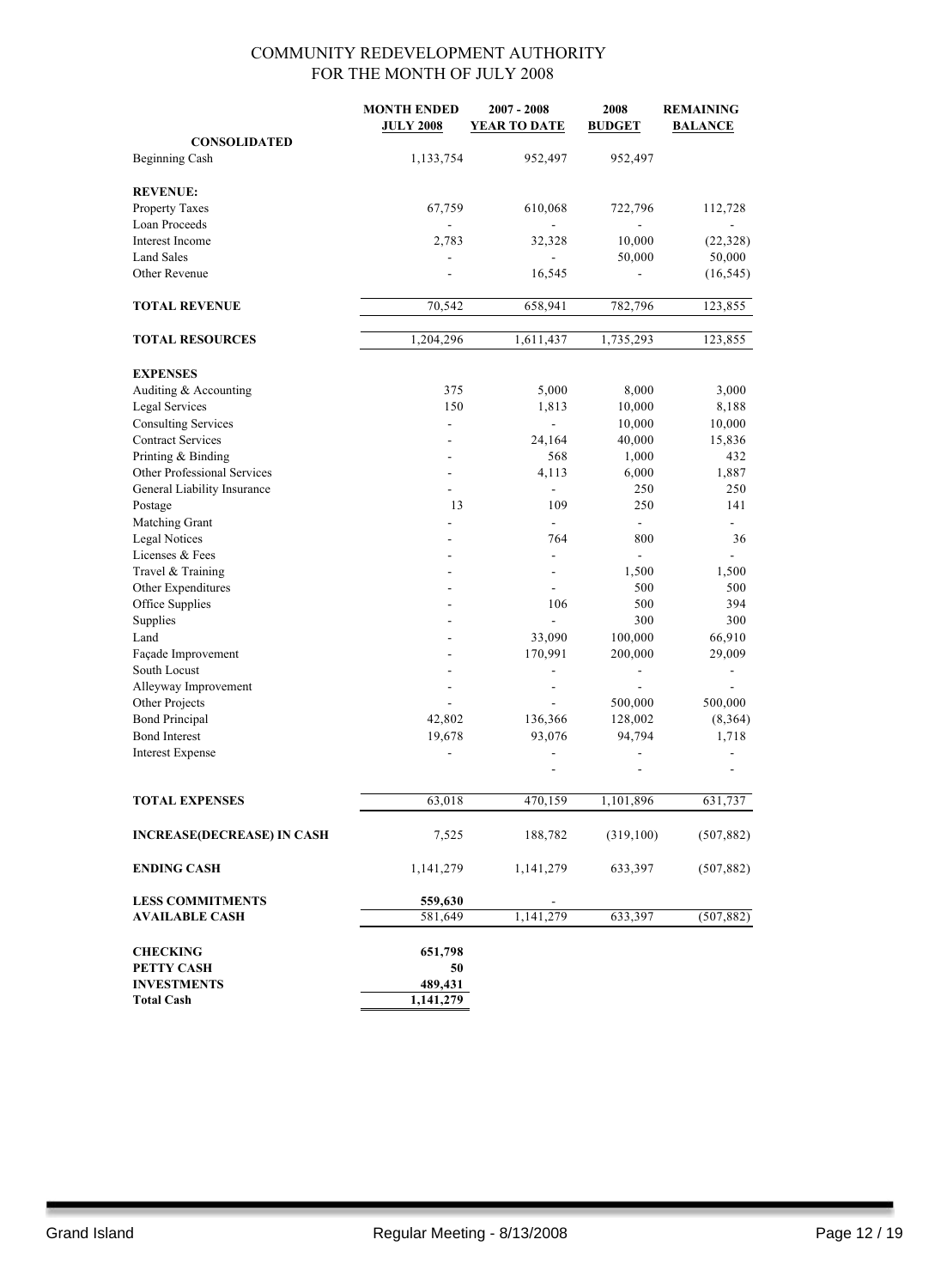# COMMUNITY REDEVELOPMENT AUTHORITY
## FOR THE MONTH OF JULY 2008

| | MONTH ENDED JULY 2008 | 2007 - 2008 YEAR TO DATE | 2008 BUDGET | REMAINING BALANCE |
|---|---|---|---|---|
| **CONSOLIDATED** | | | | |
| Beginning Cash | 1,133,754 | 952,497 | 952,497 | |
| **REVENUE:** | | | | |
| Property Taxes | 67,759 | 610,068 | 722,796 | 112,728 |
| Loan Proceeds | - | - | - | - |
| Interest Income | 2,783 | 32,328 | 10,000 | (22,328) |
| Land Sales | - | - | 50,000 | 50,000 |
| Other Revenue | - | 16,545 | - | (16,545) |
| **TOTAL REVENUE** | 70,542 | 658,941 | 782,796 | 123,855 |
| **TOTAL RESOURCES** | 1,204,296 | 1,611,437 | 1,735,293 | 123,855 |
| **EXPENSES** | | | | |
| Auditing & Accounting | 375 | 5,000 | 8,000 | 3,000 |
| Legal Services | 150 | 1,813 | 10,000 | 8,188 |
| Consulting Services | - | - | 10,000 | 10,000 |
| Contract Services | - | 24,164 | 40,000 | 15,836 |
| Printing & Binding | - | 568 | 1,000 | 432 |
| Other Professional Services | - | 4,113 | 6,000 | 1,887 |
| General Liability Insurance | - | - | 250 | 250 |
| Postage | 13 | 109 | 250 | 141 |
| Matching Grant | - | - | - | - |
| Legal Notices | - | 764 | 800 | 36 |
| Licenses & Fees | - | - | - | - |
| Travel & Training | - | - | 1,500 | 1,500 |
| Other Expenditures | - | - | 500 | 500 |
| Office Supplies | - | 106 | 500 | 394 |
| Supplies | - | - | 300 | 300 |
| Land | - | 33,090 | 100,000 | 66,910 |
| Façade Improvement | - | 170,991 | 200,000 | 29,009 |
| South Locust | - | - | - | - |
| Alleyway Improvement | - | - | - | - |
| Other Projects | - | - | 500,000 | 500,000 |
| Bond Principal | 42,802 | 136,366 | 128,002 | (8,364) |
| Bond Interest | 19,678 | 93,076 | 94,794 | 1,718 |
| Interest Expense | - | - | - | - |
| | | - | - | - |
| **TOTAL EXPENSES** | 63,018 | 470,159 | 1,101,896 | 631,737 |
| **INCREASE(DECREASE) IN CASH** | 7,525 | 188,782 | (319,100) | (507,882) |
| **ENDING CASH** | 1,141,279 | 1,141,279 | 633,397 | (507,882) |
| **LESS COMMITMENTS** | **559,630** | - | | |
| **AVAILABLE CASH** | 581,649 | 1,141,279 | 633,397 | (507,882) |
| **CHECKING** | **651,798** | | | |
| **PETTY CASH** | **50** | | | |
| **INVESTMENTS** | **489,431** | | | |
| **Total Cash** | **1,141,279** | | | |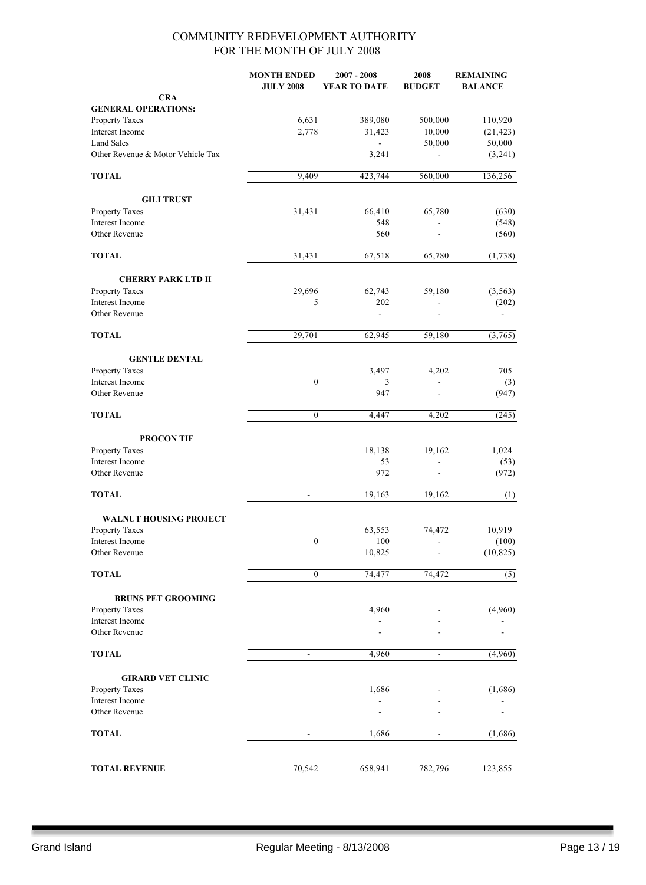# COMMUNITY REDEVELOPMENT AUTHORITY
## FOR THE MONTH OF JULY 2008

| | MONTH ENDED JULY 2008 | 2007 - 2008 YEAR TO DATE | 2008 BUDGET | REMAINING BALANCE |
|---|---|---|---|---|
| **CRA** | | | | |
| **GENERAL OPERATIONS:** | | | | |
| Property Taxes | 6,631 | 389,080 | 500,000 | 110,920 |
| Interest Income | 2,778 | 31,423 | 10,000 | (21,423) |
| Land Sales | | - | 50,000 | 50,000 |
| Other Revenue & Motor Vehicle Tax | | 3,241 | - | (3,241) |
| **TOTAL** | 9,409 | 423,744 | 560,000 | 136,256 |
| **GILI TRUST** | | | | |
| Property Taxes | 31,431 | 66,410 | 65,780 | (630) |
| Interest Income | | 548 | - | (548) |
| Other Revenue | | 560 | - | (560) |
| **TOTAL** | 31,431 | 67,518 | 65,780 | (1,738) |
| **CHERRY PARK LTD II** | | | | |
| Property Taxes | 29,696 | 62,743 | 59,180 | (3,563) |
| Interest Income | 5 | 202 | - | (202) |
| Other Revenue | | - | - | - |
| **TOTAL** | 29,701 | 62,945 | 59,180 | (3,765) |
| **GENTLE DENTAL** | | | | |
| Property Taxes | | 3,497 | 4,202 | 705 |
| Interest Income | 0 | 3 | - | (3) |
| Other Revenue | | 947 | - | (947) |
| **TOTAL** | 0 | 4,447 | 4,202 | (245) |
| **PROCON TIF** | | | | |
| Property Taxes | | 18,138 | 19,162 | 1,024 |
| Interest Income | | 53 | - | (53) |
| Other Revenue | | 972 | - | (972) |
| **TOTAL** | - | 19,163 | 19,162 | (1) |
| **WALNUT HOUSING PROJECT** | | | | |
| Property Taxes | | 63,553 | 74,472 | 10,919 |
| Interest Income | 0 | 100 | - | (100) |
| Other Revenue | | 10,825 | - | (10,825) |
| **TOTAL** | 0 | 74,477 | 74,472 | (5) |
| **BRUNS PET GROOMING** | | | | |
| Property Taxes | | 4,960 | - | (4,960) |
| Interest Income | | - | - | - |
| Other Revenue | | - | - | - |
| **TOTAL** | - | 4,960 | - | (4,960) |
| **GIRARD VET CLINIC** | | | | |
| Property Taxes | | 1,686 | - | (1,686) |
| Interest Income | | - | - | - |
| Other Revenue | | - | - | - |
| **TOTAL** | - | 1,686 | - | (1,686) |
| **TOTAL REVENUE** | 70,542 | 658,941 | 782,796 | 123,855 |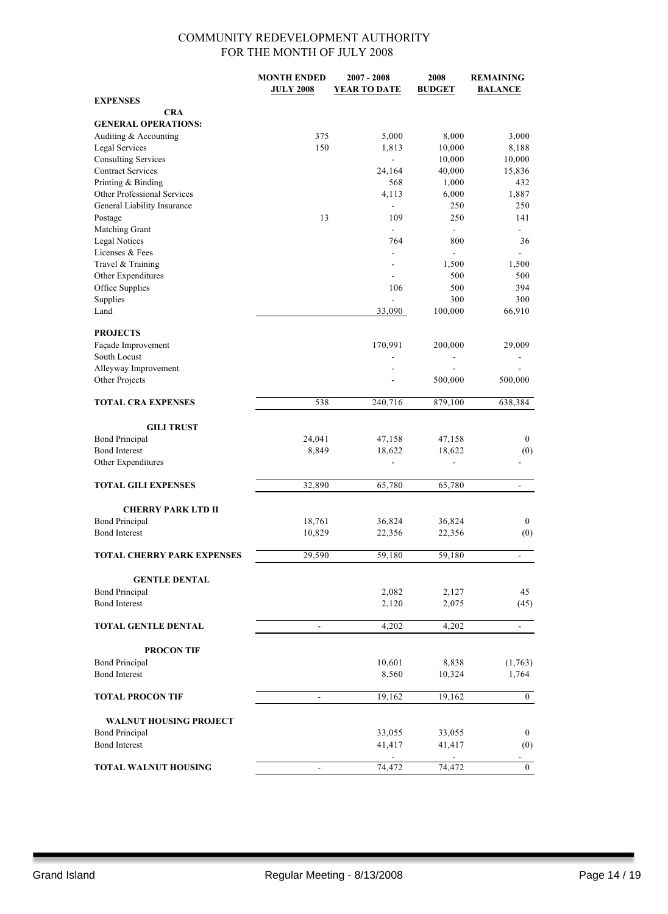## COMMUNITY REDEVELOPMENT AUTHORITY
## FOR THE MONTH OF JULY 2008

| | MONTH ENDED JULY 2008 | 2007 - 2008 YEAR TO DATE | 2008 BUDGET | REMAINING BALANCE |
|---|---|---|---|---|
| **EXPENSES** | | | | |
| **CRA** | | | | |
| **GENERAL OPERATIONS:** | | | | |
| Auditing & Accounting | 375 | 5,000 | 8,000 | 3,000 |
| Legal Services | 150 | 1,813 | 10,000 | 8,188 |
| Consulting Services | | - | 10,000 | 10,000 |
| Contract Services | | 24,164 | 40,000 | 15,836 |
| Printing & Binding | | 568 | 1,000 | 432 |
| Other Professional Services | | 4,113 | 6,000 | 1,887 |
| General Liability Insurance | | - | 250 | 250 |
| Postage | 13 | 109 | 250 | 141 |
| Matching Grant | | - | - | - |
| Legal Notices | | 764 | 800 | 36 |
| Licenses & Fees | | - | - | - |
| Travel & Training | | - | 1,500 | 1,500 |
| Other Expenditures | | - | 500 | 500 |
| Office Supplies | | 106 | 500 | 394 |
| Supplies | | - | 300 | 300 |
| Land | | 33,090 | 100,000 | 66,910 |
| **PROJECTS** | | | | |
| Façade Improvement | | 170,991 | 200,000 | 29,009 |
| South Locust | | - | - | - |
| Alleyway Improvement | | - | - | - |
| Other Projects | | - | 500,000 | 500,000 |
| **TOTAL CRA EXPENSES** | 538 | 240,716 | 879,100 | 638,384 |
| **GILI TRUST** | | | | |
| Bond Principal | 24,041 | 47,158 | 47,158 | 0 |
| Bond Interest | 8,849 | 18,622 | 18,622 | (0) |
| Other Expenditures | | - | - | - |
| **TOTAL GILI EXPENSES** | 32,890 | 65,780 | 65,780 | - |
| **CHERRY PARK LTD II** | | | | |
| Bond Principal | 18,761 | 36,824 | 36,824 | 0 |
| Bond Interest | 10,829 | 22,356 | 22,356 | (0) |
| **TOTAL CHERRY PARK EXPENSES** | 29,590 | 59,180 | 59,180 | - |
| **GENTLE DENTAL** | | | | |
| Bond Principal | | 2,082 | 2,127 | 45 |
| Bond Interest | | 2,120 | 2,075 | (45) |
| **TOTAL GENTLE DENTAL** | - | 4,202 | 4,202 | - |
| **PROCON TIF** | | | | |
| Bond Principal | | 10,601 | 8,838 | (1,763) |
| Bond Interest | | 8,560 | 10,324 | 1,764 |
| **TOTAL PROCON TIF** | - | 19,162 | 19,162 | 0 |
| **WALNUT HOUSING PROJECT** | | | | |
| Bond Principal | | 33,055 | 33,055 | 0 |
| Bond Interest | | 41,417 | 41,417 | (0) |
| | | - | - | - |
| **TOTAL WALNUT HOUSING** | - | 74,472 | 74,472 | 0 |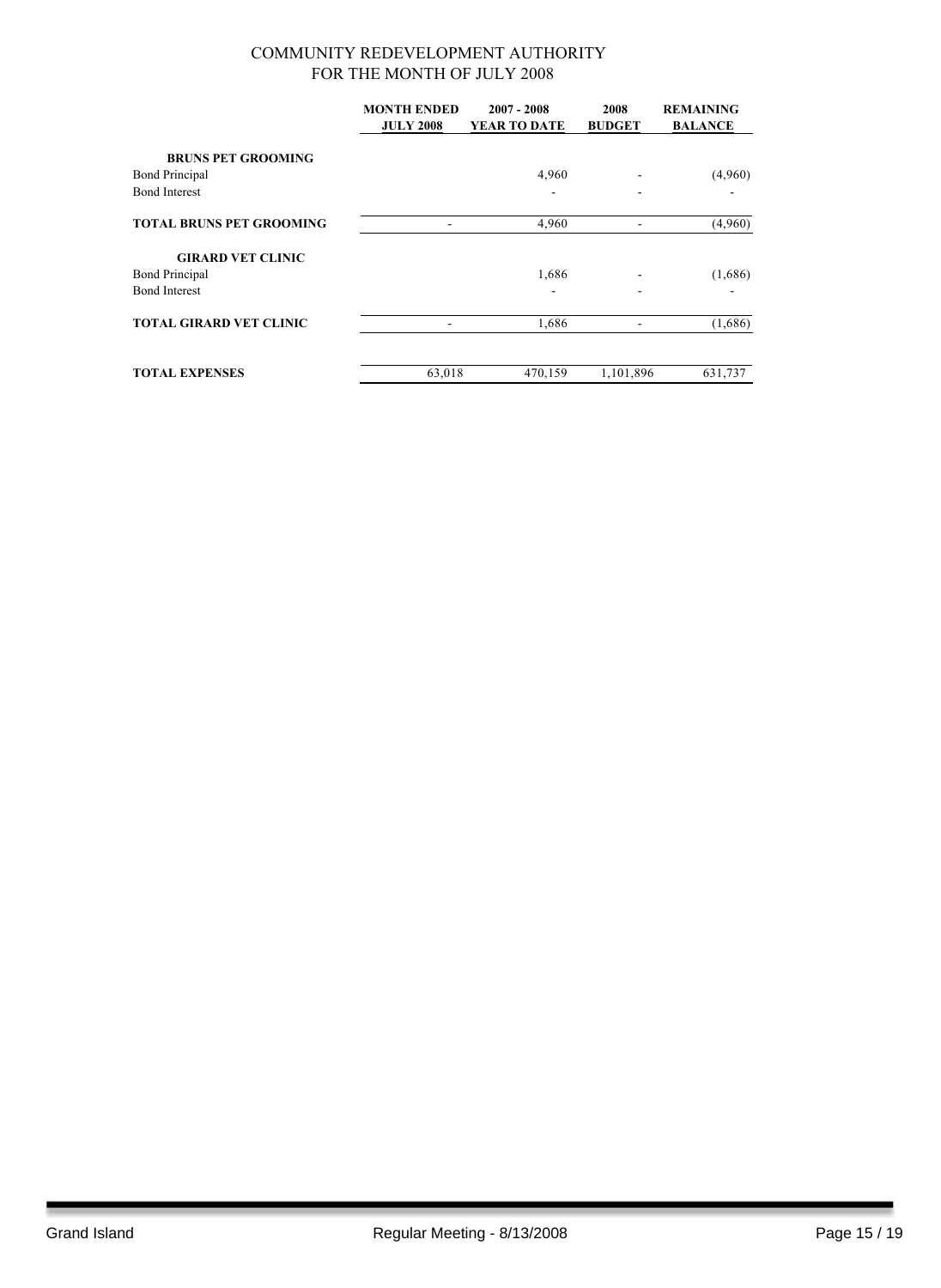## COMMUNITY REDEVELOPMENT AUTHORITY
## FOR THE MONTH OF JULY 2008

| | MONTH ENDED JULY 2008 | 2007 - 2008 YEAR TO DATE | 2008 BUDGET | REMAINING BALANCE |
|---|---|---|---|---|
| **BRUNS PET GROOMING** | | | | |
| Bond Principal | | 4,960 | - | (4,960) |
| Bond Interest | | - | - | - |
| **TOTAL BRUNS PET GROOMING** | - | 4,960 | - | (4,960) |
| **GIRARD VET CLINIC** | | | | |
| Bond Principal | | 1,686 | - | (1,686) |
| Bond Interest | | - | - | - |
| **TOTAL GIRARD VET CLINIC** | - | 1,686 | - | (1,686) |
| **TOTAL EXPENSES** | 63,018 | 470,159 | 1,101,896 | 631,737 |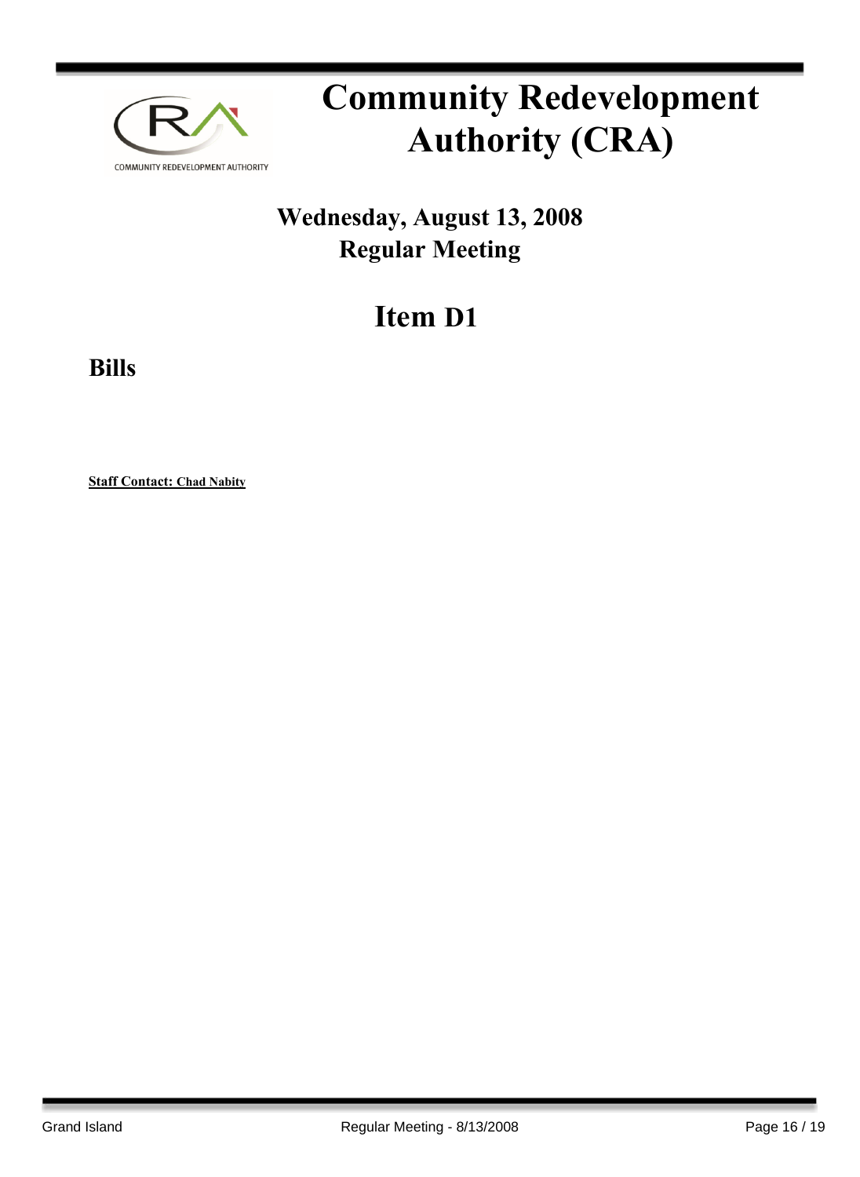COMMUNITY REDEVELOPMENT AUTHORITY

# Community Redevelopment Authority (CRA)

## Wednesday, August 13, 2008
## Regular Meeting

# Item D1

## Bills

**Staff Contact: Chad Nabity**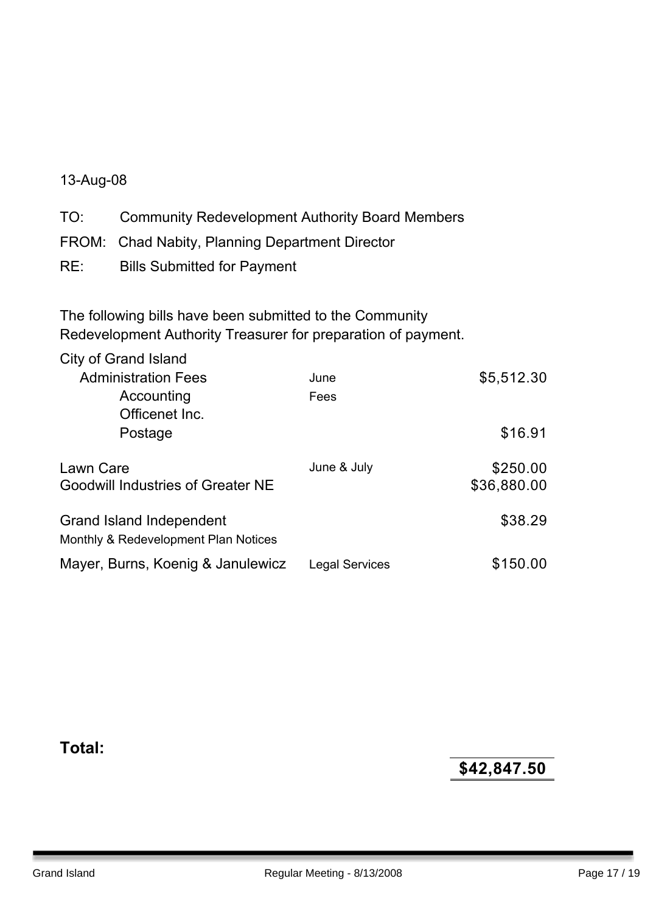13-Aug-08

TO: Community Redevelopment Authority Board Members

FROM: Chad Nabity, Planning Department Director

RE: Bills Submitted for Payment

The following bills have been submitted to the Community Redevelopment Authority Treasurer for preparation of payment.

| | | |
|---|---|---|
| City of Grand Island | | |
| Administration Fees | June | $5,512.30 |
| Accounting | Fees | |
| Officenet Inc. | | |
| Postage | | $16.91 |
| Lawn Care | June & July | $250.00 |
| Goodwill Industries of Greater NE | | $36,880.00 |
| Grand Island Independent | | $38.29 |
| Monthly & Redevelopment Plan Notices | | |
| Mayer, Burns, Koenig & Janulewicz | Legal Services | $150.00 |

**Total:** **$42,847.50**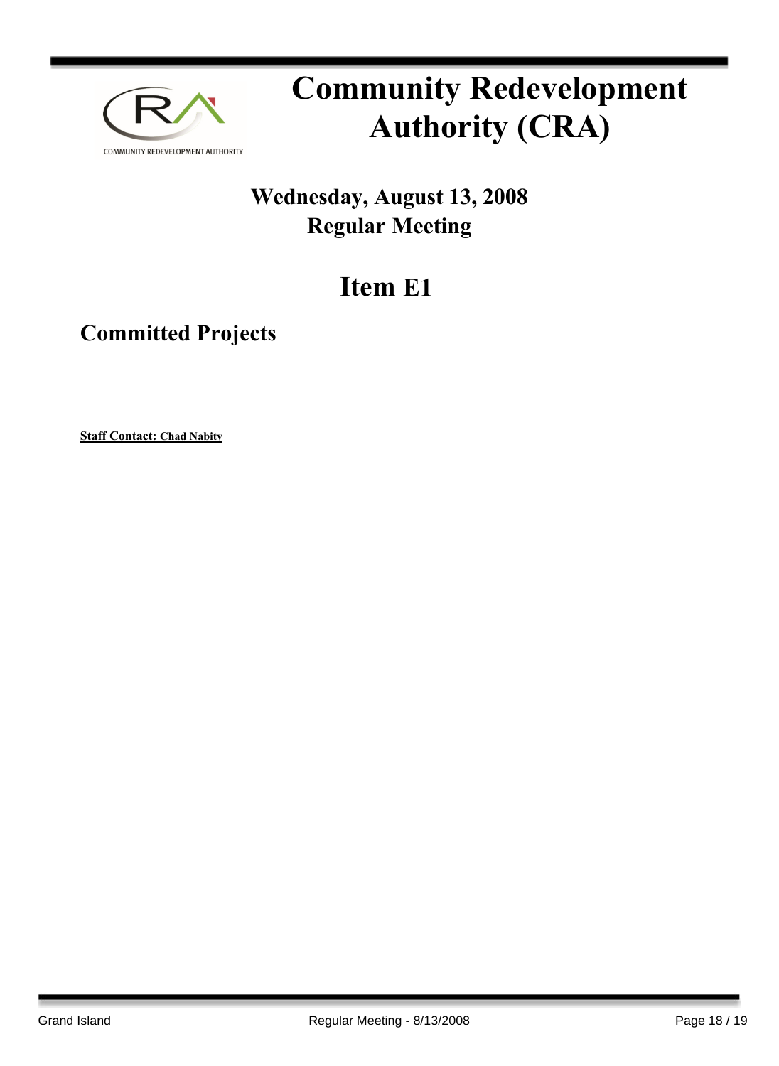# Community Redevelopment Authority (CRA)

## Wednesday, August 13, 2008
## Regular Meeting

# Item E1

## Committed Projects

**Staff Contact: Chad Nabity**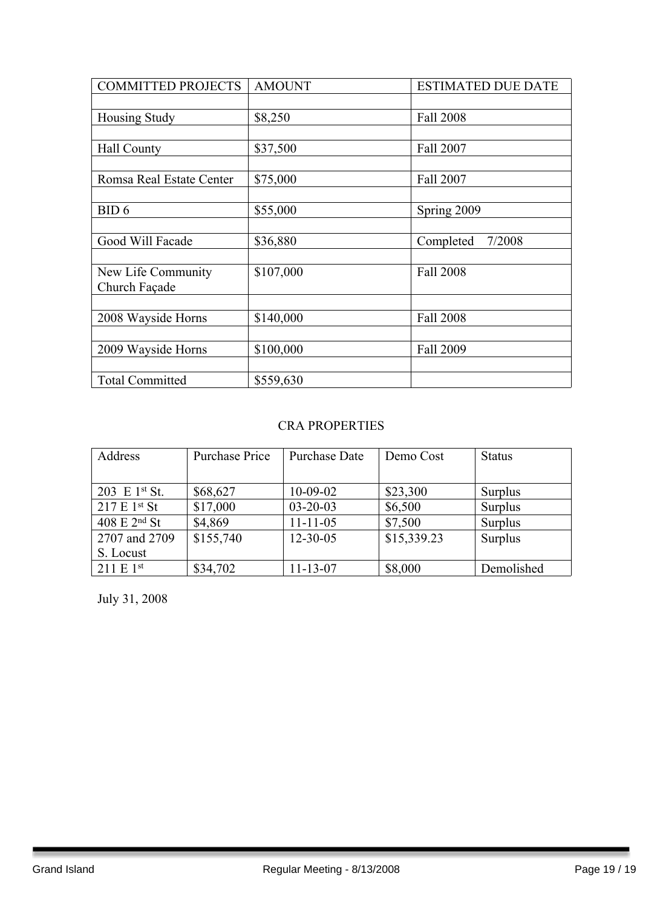| COMMITTED PROJECTS | AMOUNT | ESTIMATED DUE DATE |
|---|---|---|
| | | |
| Housing Study | $8,250 | Fall 2008 |
| | | |
| Hall County | $37,500 | Fall 2007 |
| | | |
| Romsa Real Estate Center | $75,000 | Fall 2007 |
| | | |
| BID 6 | $55,000 | Spring 2009 |
| | | |
| Good Will Facade | $36,880 | Completed 7/2008 |
| | | |
| New Life Community Church Façade | $107,000 | Fall 2008 |
| | | |
| 2008 Wayside Horns | $140,000 | Fall 2008 |
| | | |
| 2009 Wayside Horns | $100,000 | Fall 2009 |
| | | |
| Total Committed | $559,630 | |

CRA PROPERTIES

| Address | Purchase Price | Purchase Date | Demo Cost | Status |
|---|---|---|---|---|
| 203 E 1st St. | $68,627 | 10-09-02 | $23,300 | Surplus |
| 217 E 1st St | $17,000 | 03-20-03 | $6,500 | Surplus |
| 408 E 2nd St | $4,869 | 11-11-05 | $7,500 | Surplus |
| 2707 and 2709 S. Locust | $155,740 | 12-30-05 | $15,339.23 | Surplus |
| 211 E 1st | $34,702 | 11-13-07 | $8,000 | Demolished |

July 31, 2008